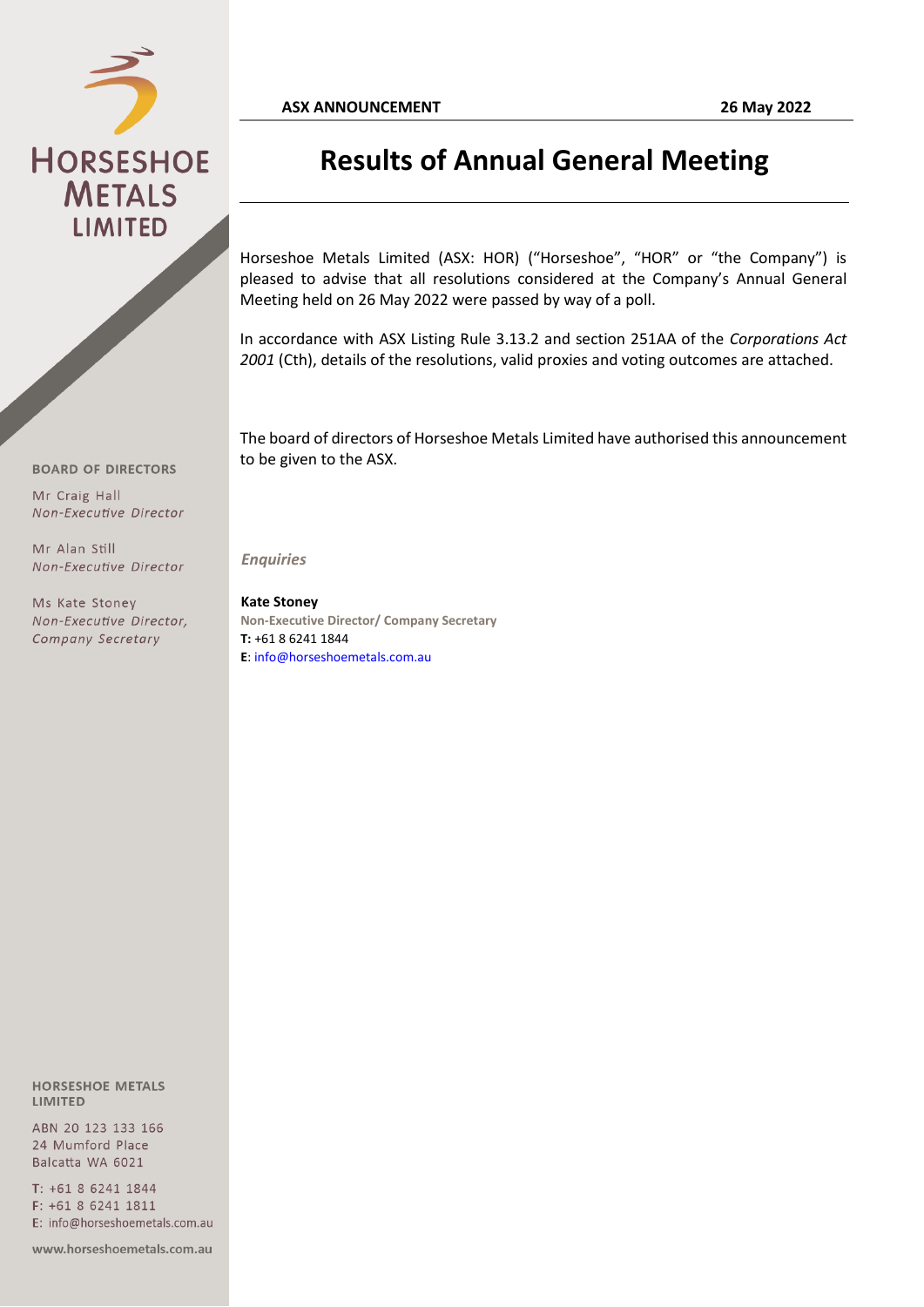HORSESHOE METALS LIMITED

**ASX ANNOUNCEMENT** **26 May 2022**

# Results of Annual General Meeting

Horseshoe Metals Limited (ASX: HOR) ("Horseshoe", "HOR" or "the Company") is pleased to advise that all resolutions considered at the Company's Annual General Meeting held on 26 May 2022 were passed by way of a poll.

In accordance with ASX Listing Rule 3.13.2 and section 251AA of the *Corporations Act 2001* (Cth), details of the resolutions, valid proxies and voting outcomes are attached.

The board of directors of Horseshoe Metals Limited have authorised this announcement to be given to the ASX.

***Enquiries***

**Kate Stoney**
**Non-Executive Director/ Company Secretary**
**T:** +61 8 6241 1844
**E**: info@horseshoemetals.com.au

**BOARD OF DIRECTORS**

Mr Craig Hall
*Non-Executive Director*

Mr Alan Still
*Non-Executive Director*

Ms Kate Stoney
*Non-Executive Director, Company Secretary*

**HORSESHOE METALS LIMITED**

ABN 20 123 133 166
24 Mumford Place
Balcatta WA 6021

T: +61 8 6241 1844
F: +61 8 6241 1811
E: info@horseshoemetals.com.au

www.horseshoemetals.com.au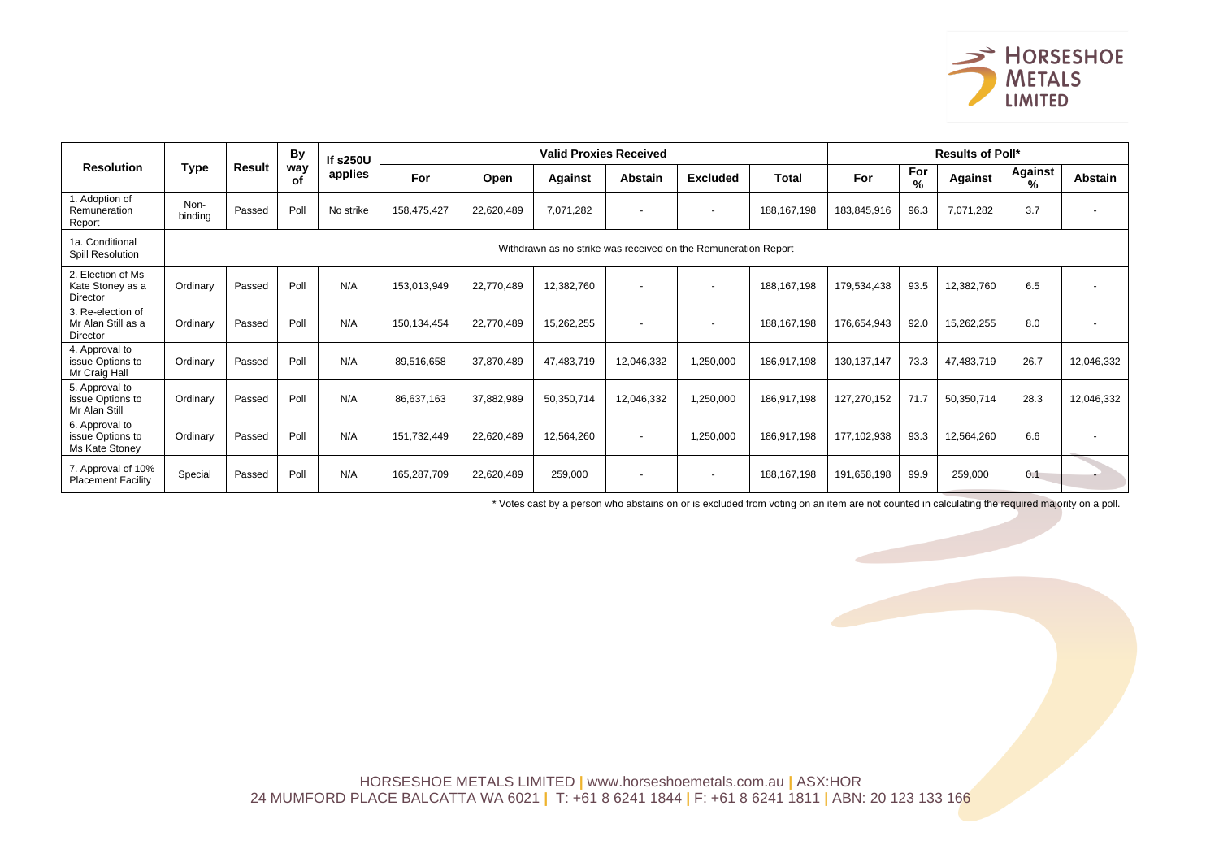| Resolution | Type | Result | By way of | If s250U applies | Valid Proxies Received | | | | | | Results of Poll* | | | | |
|---|---|---|---|---|---|---|---|---|---|---|---|---|---|---|---|
| | | | | | For | Open | Against | Abstain | Excluded | Total | For | For % | Against | Against % | Abstain |
| 1. Adoption of Remuneration Report | Non-binding | Passed | Poll | No strike | 158,475,427 | 22,620,489 | 7,071,282 | - | - | 188,167,198 | 183,845,916 | 96.3 | 7,071,282 | 3.7 | - |
| 1a. Conditional Spill Resolution | Withdrawn as no strike was received on the Remuneration Report | | | | | | | | | | | | | | |
| 2. Election of Ms Kate Stoney as a Director | Ordinary | Passed | Poll | N/A | 153,013,949 | 22,770,489 | 12,382,760 | - | - | 188,167,198 | 179,534,438 | 93.5 | 12,382,760 | 6.5 | - |
| 3. Re-election of Mr Alan Still as a Director | Ordinary | Passed | Poll | N/A | 150,134,454 | 22,770,489 | 15,262,255 | - | - | 188,167,198 | 176,654,943 | 92.0 | 15,262,255 | 8.0 | - |
| 4. Approval to issue Options to Mr Craig Hall | Ordinary | Passed | Poll | N/A | 89,516,658 | 37,870,489 | 47,483,719 | 12,046,332 | 1,250,000 | 186,917,198 | 130,137,147 | 73.3 | 47,483,719 | 26.7 | 12,046,332 |
| 5. Approval to issue Options to Mr Alan Still | Ordinary | Passed | Poll | N/A | 86,637,163 | 37,882,989 | 50,350,714 | 12,046,332 | 1,250,000 | 186,917,198 | 127,270,152 | 71.7 | 50,350,714 | 28.3 | 12,046,332 |
| 6. Approval to issue Options to Ms Kate Stoney | Ordinary | Passed | Poll | N/A | 151,732,449 | 22,620,489 | 12,564,260 | - | 1,250,000 | 186,917,198 | 177,102,938 | 93.3 | 12,564,260 | 6.6 | - |
| 7. Approval of 10% Placement Facility | Special | Passed | Poll | N/A | 165,287,709 | 22,620,489 | 259,000 | - | - | 188,167,198 | 191,658,198 | 99.9 | 259,000 | 0.1 | - |

* Votes cast by a person who abstains on or is excluded from voting on an item are not counted in calculating the required majority on a poll.